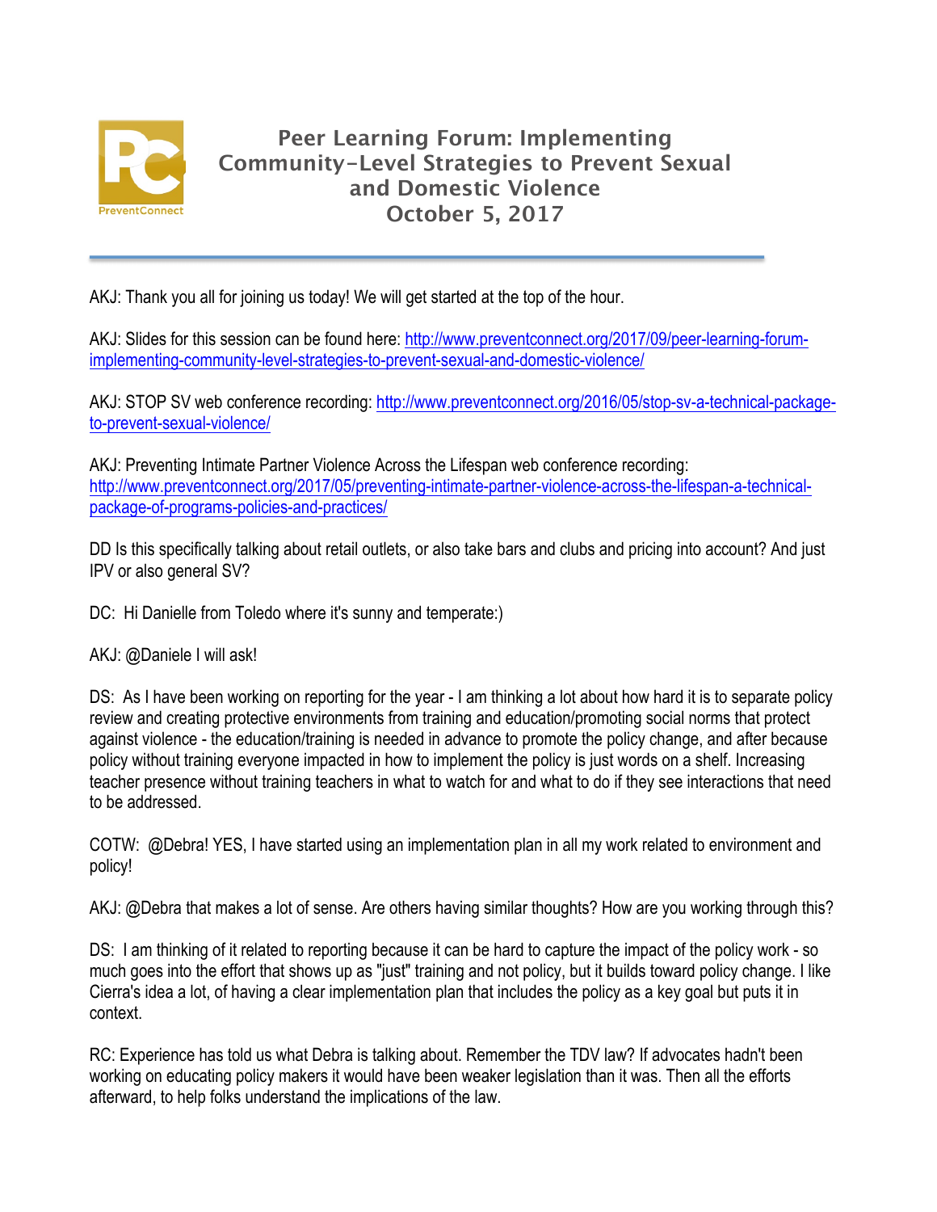# Peer Learning Forum: Implementing Community-Level Strategies to Prevent Sexual and Domestic Violence
## October 5, 2017

---

AKJ: Thank you all for joining us today! We will get started at the top of the hour.

AKJ: Slides for this session can be found here: http://www.preventconnect.org/2017/09/peer-learning-forum-implementing-community-level-strategies-to-prevent-sexual-and-domestic-violence/

AKJ: STOP SV web conference recording: http://www.preventconnect.org/2016/05/stop-sv-a-technical-package-to-prevent-sexual-violence/

AKJ: Preventing Intimate Partner Violence Across the Lifespan web conference recording: http://www.preventconnect.org/2017/05/preventing-intimate-partner-violence-across-the-lifespan-a-technical-package-of-programs-policies-and-practices/

DD Is this specifically talking about retail outlets, or also take bars and clubs and pricing into account? And just IPV or also general SV?

DC: Hi Danielle from Toledo where it's sunny and temperate:)

AKJ: @Daniele I will ask!

DS: As I have been working on reporting for the year - I am thinking a lot about how hard it is to separate policy review and creating protective environments from training and education/promoting social norms that protect against violence - the education/training is needed in advance to promote the policy change, and after because policy without training everyone impacted in how to implement the policy is just words on a shelf. Increasing teacher presence without training teachers in what to watch for and what to do if they see interactions that need to be addressed.

COTW: @Debra! YES, I have started using an implementation plan in all my work related to environment and policy!

AKJ: @Debra that makes a lot of sense. Are others having similar thoughts? How are you working through this?

DS: I am thinking of it related to reporting because it can be hard to capture the impact of the policy work - so much goes into the effort that shows up as "just" training and not policy, but it builds toward policy change. I like Cierra's idea a lot, of having a clear implementation plan that includes the policy as a key goal but puts it in context.

RC: Experience has told us what Debra is talking about. Remember the TDV law? If advocates hadn't been working on educating policy makers it would have been weaker legislation than it was. Then all the efforts afterward, to help folks understand the implications of the law.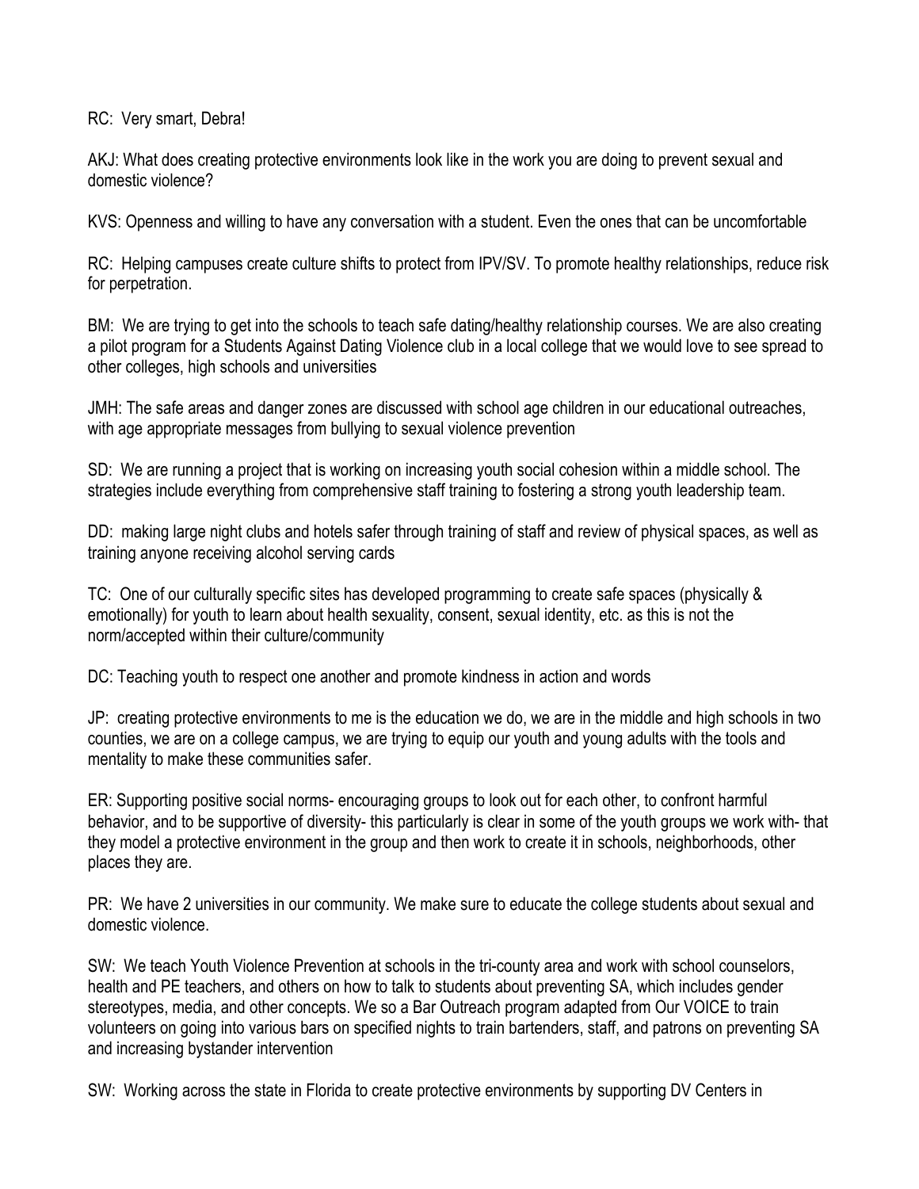RC: Very smart, Debra!

AKJ: What does creating protective environments look like in the work you are doing to prevent sexual and domestic violence?

KVS: Openness and willing to have any conversation with a student. Even the ones that can be uncomfortable

RC: Helping campuses create culture shifts to protect from IPV/SV. To promote healthy relationships, reduce risk for perpetration.

BM: We are trying to get into the schools to teach safe dating/healthy relationship courses. We are also creating a pilot program for a Students Against Dating Violence club in a local college that we would love to see spread to other colleges, high schools and universities

JMH: The safe areas and danger zones are discussed with school age children in our educational outreaches, with age appropriate messages from bullying to sexual violence prevention

SD: We are running a project that is working on increasing youth social cohesion within a middle school. The strategies include everything from comprehensive staff training to fostering a strong youth leadership team.

DD: making large night clubs and hotels safer through training of staff and review of physical spaces, as well as training anyone receiving alcohol serving cards

TC: One of our culturally specific sites has developed programming to create safe spaces (physically & emotionally) for youth to learn about health sexuality, consent, sexual identity, etc. as this is not the norm/accepted within their culture/community

DC: Teaching youth to respect one another and promote kindness in action and words

JP: creating protective environments to me is the education we do, we are in the middle and high schools in two counties, we are on a college campus, we are trying to equip our youth and young adults with the tools and mentality to make these communities safer.

ER: Supporting positive social norms- encouraging groups to look out for each other, to confront harmful behavior, and to be supportive of diversity- this particularly is clear in some of the youth groups we work with- that they model a protective environment in the group and then work to create it in schools, neighborhoods, other places they are.

PR: We have 2 universities in our community. We make sure to educate the college students about sexual and domestic violence.

SW: We teach Youth Violence Prevention at schools in the tri-county area and work with school counselors, health and PE teachers, and others on how to talk to students about preventing SA, which includes gender stereotypes, media, and other concepts. We so a Bar Outreach program adapted from Our VOICE to train volunteers on going into various bars on specified nights to train bartenders, staff, and patrons on preventing SA and increasing bystander intervention

SW: Working across the state in Florida to create protective environments by supporting DV Centers in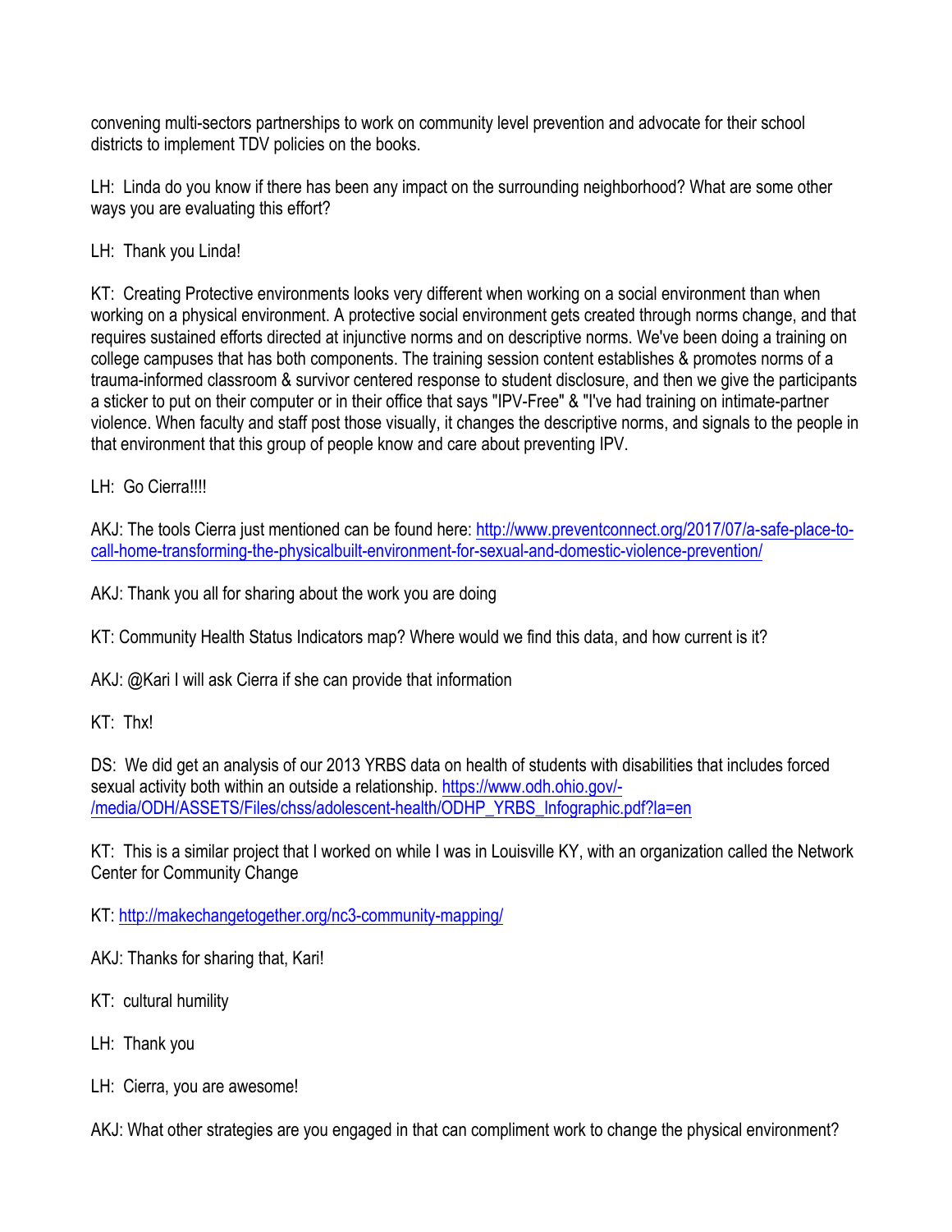convening multi-sectors partnerships to work on community level prevention and advocate for their school districts to implement TDV policies on the books.

LH: Linda do you know if there has been any impact on the surrounding neighborhood? What are some other ways you are evaluating this effort?

LH: Thank you Linda!

KT: Creating Protective environments looks very different when working on a social environment than when working on a physical environment. A protective social environment gets created through norms change, and that requires sustained efforts directed at injunctive norms and on descriptive norms. We've been doing a training on college campuses that has both components. The training session content establishes & promotes norms of a trauma-informed classroom & survivor centered response to student disclosure, and then we give the participants a sticker to put on their computer or in their office that says "IPV-Free" & "I've had training on intimate-partner violence. When faculty and staff post those visually, it changes the descriptive norms, and signals to the people in that environment that this group of people know and care about preventing IPV.

LH: Go Cierra!!!!

AKJ: The tools Cierra just mentioned can be found here: http://www.preventconnect.org/2017/07/a-safe-place-to-call-home-transforming-the-physicalbuilt-environment-for-sexual-and-domestic-violence-prevention/

AKJ: Thank you all for sharing about the work you are doing

KT: Community Health Status Indicators map? Where would we find this data, and how current is it?

AKJ: @Kari I will ask Cierra if she can provide that information

KT: Thx!

DS: We did get an analysis of our 2013 YRBS data on health of students with disabilities that includes forced sexual activity both within an outside a relationship. https://www.odh.ohio.gov/-/media/ODH/ASSETS/Files/chss/adolescent-health/ODHP_YRBS_Infographic.pdf?la=en

KT: This is a similar project that I worked on while I was in Louisville KY, with an organization called the Network Center for Community Change

KT: http://makechangetogether.org/nc3-community-mapping/

AKJ: Thanks for sharing that, Kari!

KT: cultural humility

LH: Thank you

LH: Cierra, you are awesome!

AKJ: What other strategies are you engaged in that can compliment work to change the physical environment?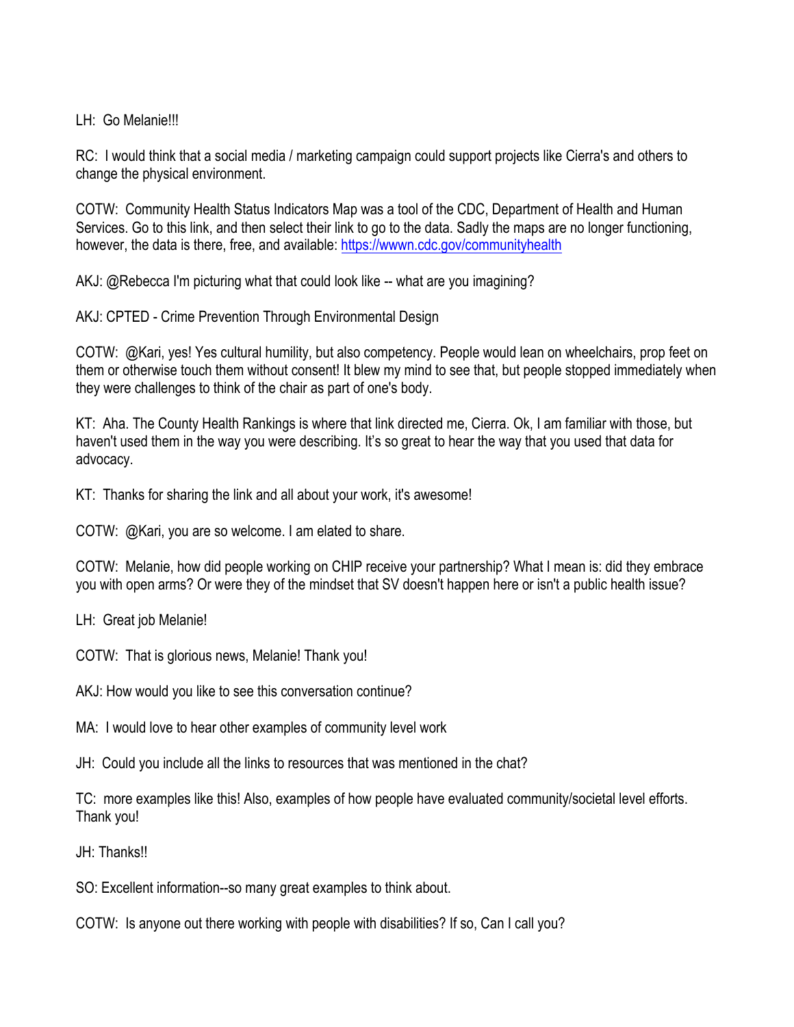LH: Go Melanie!!!

RC: I would think that a social media / marketing campaign could support projects like Cierra's and others to change the physical environment.

COTW: Community Health Status Indicators Map was a tool of the CDC, Department of Health and Human Services. Go to this link, and then select their link to go to the data. Sadly the maps are no longer functioning, however, the data is there, free, and available: https://wwwn.cdc.gov/communityhealth

AKJ: @Rebecca I'm picturing what that could look like -- what are you imagining?

AKJ: CPTED - Crime Prevention Through Environmental Design

COTW: @Kari, yes! Yes cultural humility, but also competency. People would lean on wheelchairs, prop feet on them or otherwise touch them without consent! It blew my mind to see that, but people stopped immediately when they were challenges to think of the chair as part of one's body.

KT: Aha. The County Health Rankings is where that link directed me, Cierra. Ok, I am familiar with those, but haven't used them in the way you were describing. It's so great to hear the way that you used that data for advocacy.

KT: Thanks for sharing the link and all about your work, it's awesome!

COTW: @Kari, you are so welcome. I am elated to share.

COTW: Melanie, how did people working on CHIP receive your partnership? What I mean is: did they embrace you with open arms? Or were they of the mindset that SV doesn't happen here or isn't a public health issue?

LH: Great job Melanie!

COTW: That is glorious news, Melanie! Thank you!

AKJ: How would you like to see this conversation continue?

MA: I would love to hear other examples of community level work

JH: Could you include all the links to resources that was mentioned in the chat?

TC: more examples like this! Also, examples of how people have evaluated community/societal level efforts. Thank you!

JH: Thanks!!

SO: Excellent information--so many great examples to think about.

COTW: Is anyone out there working with people with disabilities? If so, Can I call you?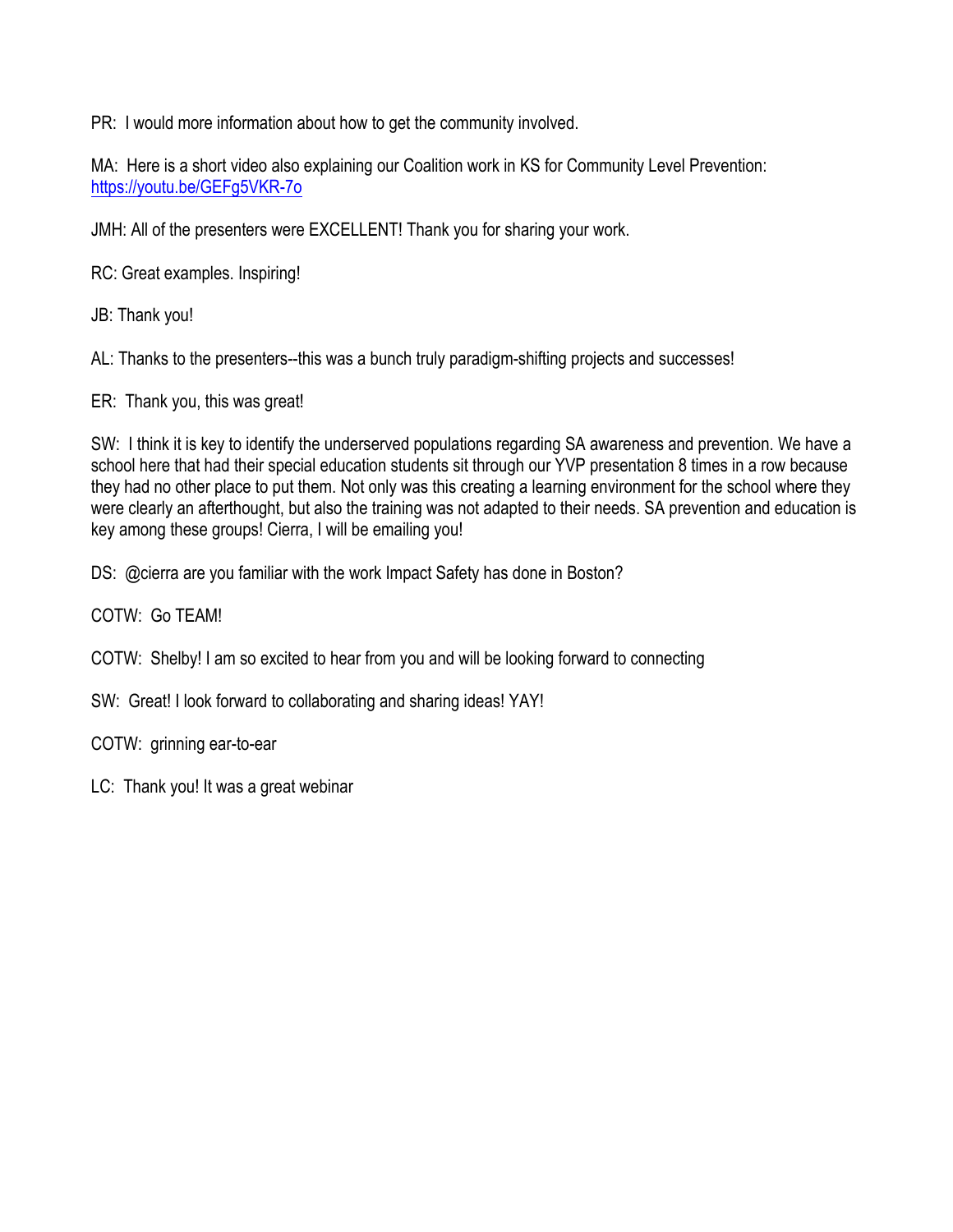PR:  I would more information about how to get the community involved.

MA:  Here is a short video also explaining our Coalition work in KS for Community Level Prevention: https://youtu.be/GEFg5VKR-7o

JMH: All of the presenters were EXCELLENT! Thank you for sharing your work.

RC: Great examples. Inspiring!

JB: Thank you!

AL: Thanks to the presenters--this was a bunch truly paradigm-shifting projects and successes!

ER:  Thank you, this was great!

SW:  I think it is key to identify the underserved populations regarding SA awareness and prevention. We have a school here that had their special education students sit through our YVP presentation 8 times in a row because they had no other place to put them. Not only was this creating a learning environment for the school where they were clearly an afterthought, but also the training was not adapted to their needs. SA prevention and education is key among these groups! Cierra, I will be emailing you!

DS:  @cierra are you familiar with the work Impact Safety has done in Boston?

COTW:  Go TEAM!

COTW:  Shelby! I am so excited to hear from you and will be looking forward to connecting

SW:  Great! I look forward to collaborating and sharing ideas! YAY!

COTW:  grinning ear-to-ear

LC:  Thank you! It was a great webinar